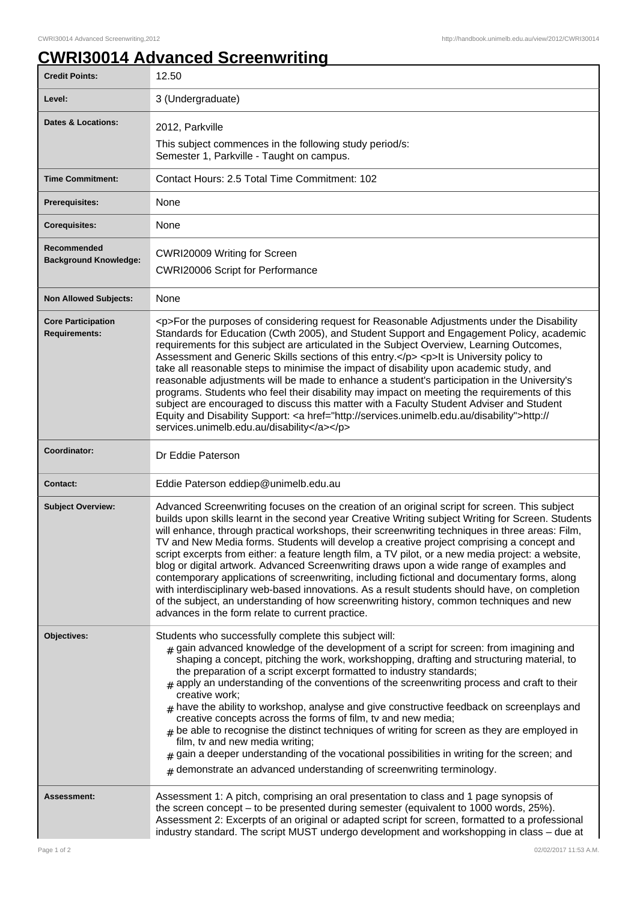# CWRI30014 Advanced Screenwriting

| | |
|---|---|
| **Credit Points:** | 12.50 |
| **Level:** | 3 (Undergraduate) |
| **Dates & Locations:** | 2012, Parkville<br>This subject commences in the following study period/s:<br>Semester 1, Parkville - Taught on campus. |
| **Time Commitment:** | Contact Hours: 2.5 Total Time Commitment: 102 |
| **Prerequisites:** | None |
| **Corequisites:** | None |
| **Recommended Background Knowledge:** | CWRI20009 Writing for Screen<br>CWRI20006 Script for Performance |
| **Non Allowed Subjects:** | None |
| **Core Participation Requirements:** | <p>For the purposes of considering request for Reasonable Adjustments under the Disability Standards for Education (Cwth 2005), and Student Support and Engagement Policy, academic requirements for this subject are articulated in the Subject Overview, Learning Outcomes, Assessment and Generic Skills sections of this entry.</p> <p>It is University policy to take all reasonable steps to minimise the impact of disability upon academic study, and reasonable adjustments will be made to enhance a student's participation in the University's programs. Students who feel their disability may impact on meeting the requirements of this subject are encouraged to discuss this matter with a Faculty Student Adviser and Student Equity and Disability Support: <a href="http://services.unimelb.edu.au/disability">http://services.unimelb.edu.au/disability</a></p> |
| **Coordinator:** | Dr Eddie Paterson |
| **Contact:** | Eddie Paterson eddiep@unimelb.edu.au |
| **Subject Overview:** | Advanced Screenwriting focuses on the creation of an original script for screen. This subject builds upon skills learnt in the second year Creative Writing subject Writing for Screen. Students will enhance, through practical workshops, their screenwriting techniques in three areas: Film, TV and New Media forms. Students will develop a creative project comprising a concept and script excerpts from either: a feature length film, a TV pilot, or a new media project: a website, blog or digital artwork. Advanced Screenwriting draws upon a wide range of examples and contemporary applications of screenwriting, including fictional and documentary forms, along with interdisciplinary web-based innovations. As a result students should have, on completion of the subject, an understanding of how screenwriting history, common techniques and new advances in the form relate to current practice. |
| **Objectives:** | Students who successfully complete this subject will:<br># gain advanced knowledge of the development of a script for screen: from imagining and shaping a concept, pitching the work, workshopping, drafting and structuring material, to the preparation of a script excerpt formatted to industry standards;<br># apply an understanding of the conventions of the screenwriting process and craft to their creative work;<br># have the ability to workshop, analyse and give constructive feedback on screenplays and creative concepts across the forms of film, tv and new media;<br># be able to recognise the distinct techniques of writing for screen as they are employed in film, tv and new media writing;<br># gain a deeper understanding of the vocational possibilities in writing for the screen; and<br># demonstrate an advanced understanding of screenwriting terminology. |
| **Assessment:** | Assessment 1: A pitch, comprising an oral presentation to class and 1 page synopsis of the screen concept – to be presented during semester (equivalent to 1000 words, 25%). Assessment 2: Excerpts of an original or adapted script for screen, formatted to a professional industry standard. The script MUST undergo development and workshopping in class – due at |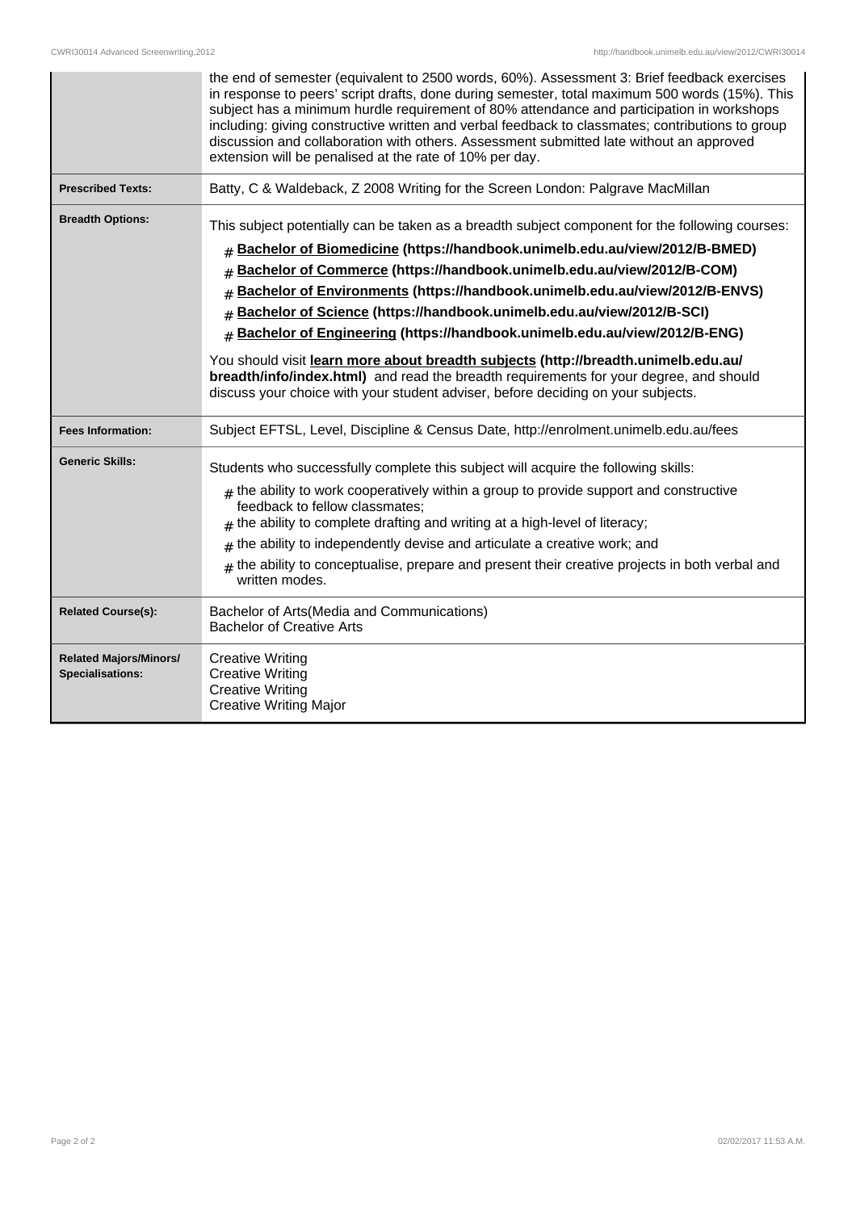| | |
|---|---|
| | the end of semester (equivalent to 2500 words, 60%). Assessment 3: Brief feedback exercises in response to peers' script drafts, done during semester, total maximum 500 words (15%). This subject has a minimum hurdle requirement of 80% attendance and participation in workshops including: giving constructive written and verbal feedback to classmates; contributions to group discussion and collaboration with others. Assessment submitted late without an approved extension will be penalised at the rate of 10% per day. |
| **Prescribed Texts:** | Batty, C & Waldeback, Z 2008 Writing for the Screen London: Palgrave MacMillan |
| **Breadth Options:** | This subject potentially can be taken as a breadth subject component for the following courses:<br># **Bachelor of Biomedicine (https://handbook.unimelb.edu.au/view/2012/B-BMED)**<br># **Bachelor of Commerce (https://handbook.unimelb.edu.au/view/2012/B-COM)**<br># **Bachelor of Environments (https://handbook.unimelb.edu.au/view/2012/B-ENVS)**<br># **Bachelor of Science (https://handbook.unimelb.edu.au/view/2012/B-SCI)**<br># **Bachelor of Engineering (https://handbook.unimelb.edu.au/view/2012/B-ENG)**<br>You should visit **learn more about breadth subjects (http://breadth.unimelb.edu.au/breadth/info/index.html)** and read the breadth requirements for your degree, and should discuss your choice with your student adviser, before deciding on your subjects. |
| **Fees Information:** | Subject EFTSL, Level, Discipline & Census Date, http://enrolment.unimelb.edu.au/fees |
| **Generic Skills:** | Students who successfully complete this subject will acquire the following skills:<br># the ability to work cooperatively within a group to provide support and constructive feedback to fellow classmates;<br># the ability to complete drafting and writing at a high-level of literacy;<br># the ability to independently devise and articulate a creative work; and<br># the ability to conceptualise, prepare and present their creative projects in both verbal and written modes. |
| **Related Course(s):** | Bachelor of Arts(Media and Communications)<br>Bachelor of Creative Arts |
| **Related Majors/Minors/ Specialisations:** | Creative Writing<br>Creative Writing<br>Creative Writing<br>Creative Writing Major |